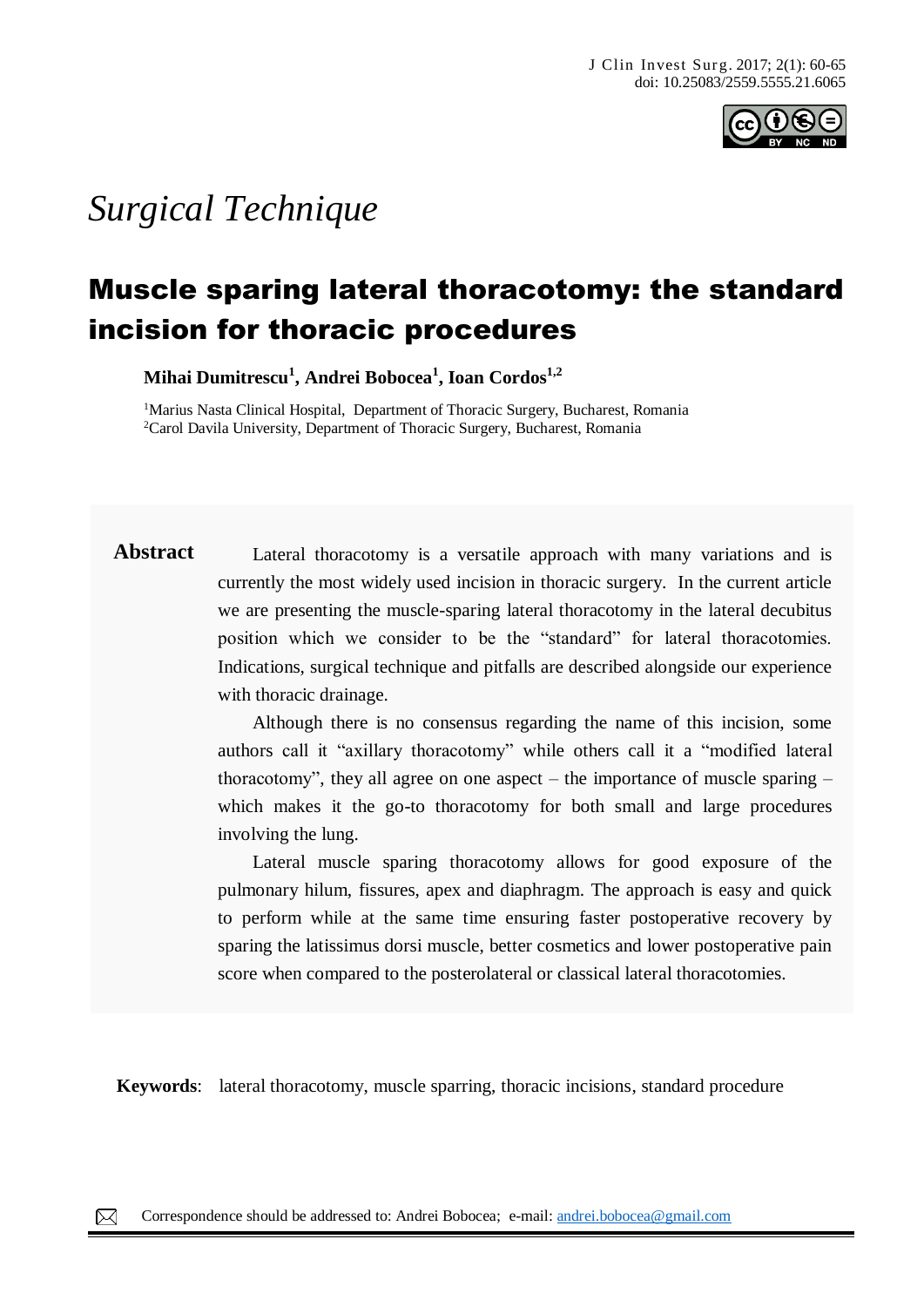*Surgical Technique*

# Muscle sparing lateral thoracotomy: the standard incision for thoracic procedures

**Mihai Dumitrescu[1], Andrei Bobocea[1], Ioan Cordos[1,2]**

[1]Marius Nasta Clinical Hospital, Department of Thoracic Surgery, Bucharest, Romania
[2]Carol Davila University, Department of Thoracic Surgery, Bucharest, Romania

**Abstract**

Lateral thoracotomy is a versatile approach with many variations and is currently the most widely used incision in thoracic surgery. In the current article we are presenting the muscle-sparing lateral thoracotomy in the lateral decubitus position which we consider to be the "standard" for lateral thoracotomies. Indications, surgical technique and pitfalls are described alongside our experience with thoracic drainage.

Although there is no consensus regarding the name of this incision, some authors call it "axillary thoracotomy" while others call it a "modified lateral thoracotomy", they all agree on one aspect – the importance of muscle sparing – which makes it the go-to thoracotomy for both small and large procedures involving the lung.

Lateral muscle sparing thoracotomy allows for good exposure of the pulmonary hilum, fissures, apex and diaphragm. The approach is easy and quick to perform while at the same time ensuring faster postoperative recovery by sparing the latissimus dorsi muscle, better cosmetics and lower postoperative pain score when compared to the posterolateral or classical lateral thoracotomies.

**Keywords**: lateral thoracotomy, muscle sparring, thoracic incisions, standard procedure

Correspondence should be addressed to: Andrei Bobocea; e-mail: andrei.bobocea@gmail.com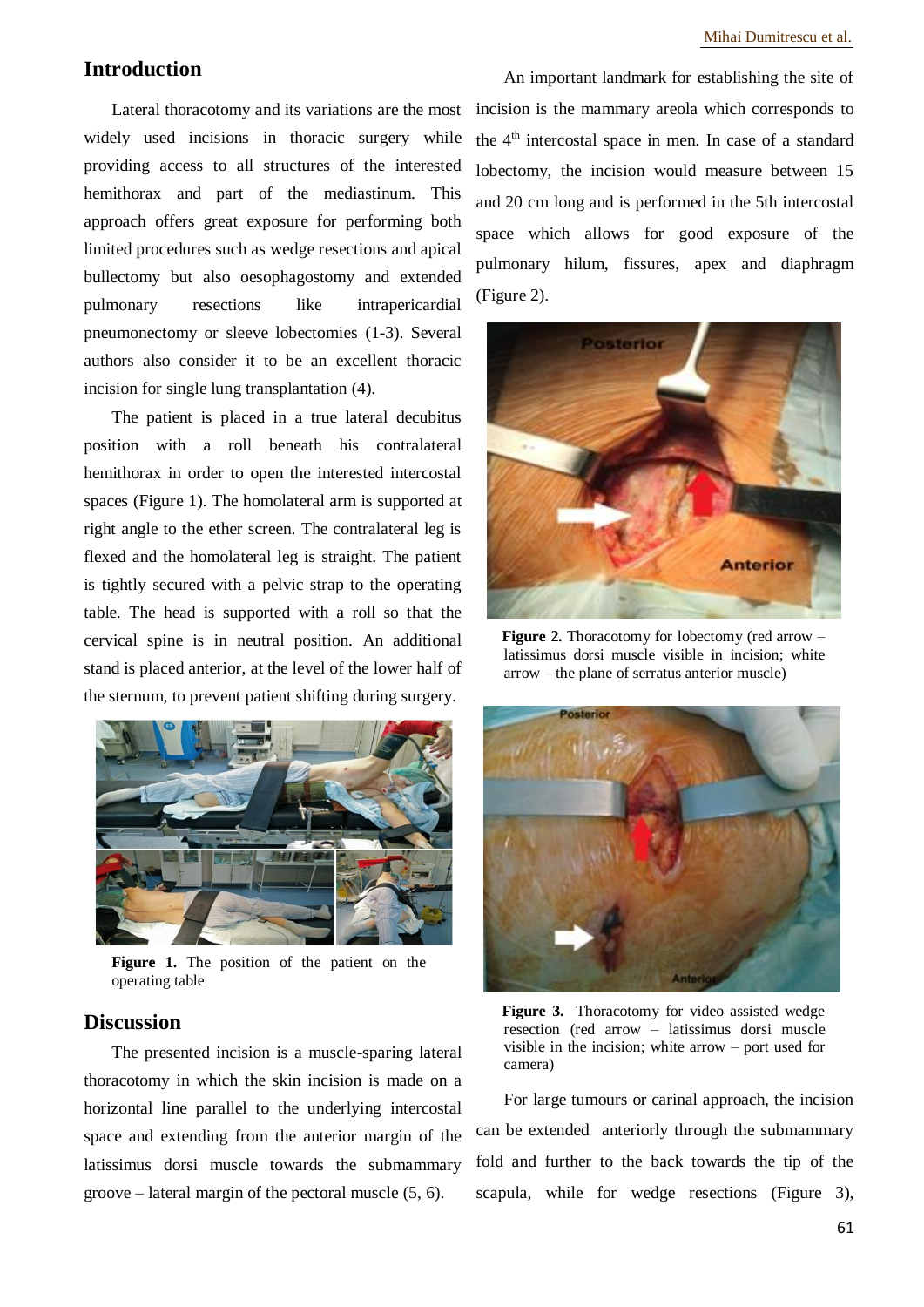## Introduction

Lateral thoracotomy and its variations are the most widely used incisions in thoracic surgery while providing access to all structures of the interested hemithorax and part of the mediastinum. This approach offers great exposure for performing both limited procedures such as wedge resections and apical bullectomy but also oesophagostomy and extended pulmonary resections like intrapericardial pneumonectomy or sleeve lobectomies (1-3). Several authors also consider it to be an excellent thoracic incision for single lung transplantation (4).

The patient is placed in a true lateral decubitus position with a roll beneath his contralateral hemithorax in order to open the interested intercostal spaces (Figure 1). The homolateral arm is supported at right angle to the ether screen. The contralateral leg is flexed and the homolateral leg is straight. The patient is tightly secured with a pelvic strap to the operating table. The head is supported with a roll so that the cervical spine is in neutral position. An additional stand is placed anterior, at the level of the lower half of the sternum, to prevent patient shifting during surgery.

**Figure 1.** The position of the patient on the operating table

An important landmark for establishing the site of incision is the mammary areola which corresponds to the 4[th] intercostal space in men. In case of a standard lobectomy, the incision would measure between 15 and 20 cm long and is performed in the 5th intercostal space which allows for good exposure of the pulmonary hilum, fissures, apex and diaphragm (Figure 2).

**Figure 2.** Thoracotomy for lobectomy (red arrow – latissimus dorsi muscle visible in incision; white arrow – the plane of serratus anterior muscle)

**Figure 3.** Thoracotomy for video assisted wedge resection (red arrow – latissimus dorsi muscle visible in the incision; white arrow – port used for camera)

## Discussion

The presented incision is a muscle-sparing lateral thoracotomy in which the skin incision is made on a horizontal line parallel to the underlying intercostal space and extending from the anterior margin of the latissimus dorsi muscle towards the submammary groove – lateral margin of the pectoral muscle (5, 6).

For large tumours or carinal approach, the incision can be extended anteriorly through the submammary fold and further to the back towards the tip of the scapula, while for wedge resections (Figure 3),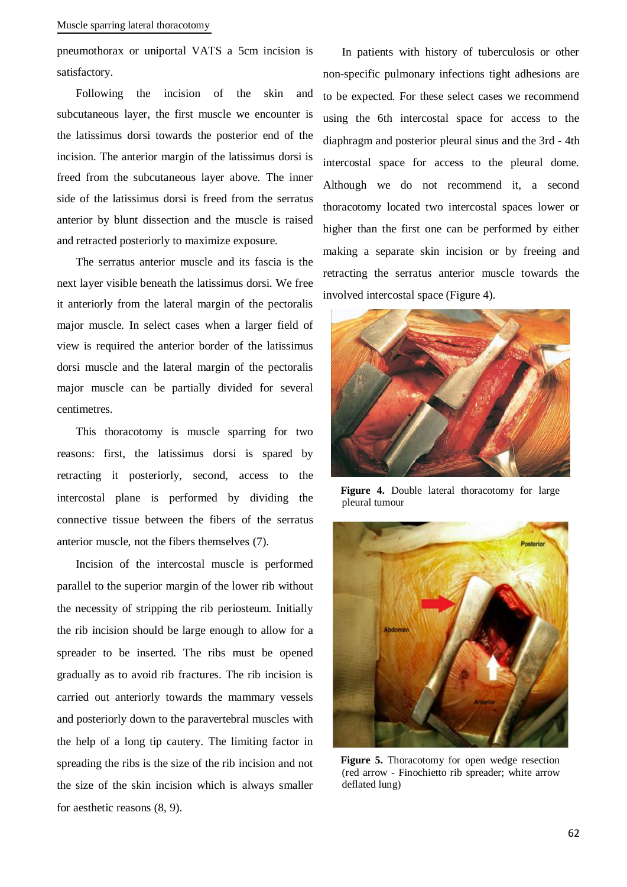pneumothorax or uniportal VATS a 5cm incision is satisfactory.

Following the incision of the skin and subcutaneous layer, the first muscle we encounter is the latissimus dorsi towards the posterior end of the incision. The anterior margin of the latissimus dorsi is freed from the subcutaneous layer above. The inner side of the latissimus dorsi is freed from the serratus anterior by blunt dissection and the muscle is raised and retracted posteriorly to maximize exposure.

The serratus anterior muscle and its fascia is the next layer visible beneath the latissimus dorsi. We free it anteriorly from the lateral margin of the pectoralis major muscle. In select cases when a larger field of view is required the anterior border of the latissimus dorsi muscle and the lateral margin of the pectoralis major muscle can be partially divided for several centimetres.

This thoracotomy is muscle sparring for two reasons: first, the latissimus dorsi is spared by retracting it posteriorly, second, access to the intercostal plane is performed by dividing the connective tissue between the fibers of the serratus anterior muscle, not the fibers themselves (7).

Incision of the intercostal muscle is performed parallel to the superior margin of the lower rib without the necessity of stripping the rib periosteum. Initially the rib incision should be large enough to allow for a spreader to be inserted. The ribs must be opened gradually as to avoid rib fractures. The rib incision is carried out anteriorly towards the mammary vessels and posteriorly down to the paravertebral muscles with the help of a long tip cautery. The limiting factor in spreading the ribs is the size of the rib incision and not the size of the skin incision which is always smaller for aesthetic reasons (8, 9).

In patients with history of tuberculosis or other non-specific pulmonary infections tight adhesions are to be expected. For these select cases we recommend using the 6th intercostal space for access to the diaphragm and posterior pleural sinus and the 3rd - 4th intercostal space for access to the pleural dome. Although we do not recommend it, a second thoracotomy located two intercostal spaces lower or higher than the first one can be performed by either making a separate skin incision or by freeing and retracting the serratus anterior muscle towards the involved intercostal space (Figure 4).

**Figure 4.** Double lateral thoracotomy for large pleural tumour

**Figure 5.** Thoracotomy for open wedge resection (red arrow - Finochietto rib spreader; white arrow deflated lung)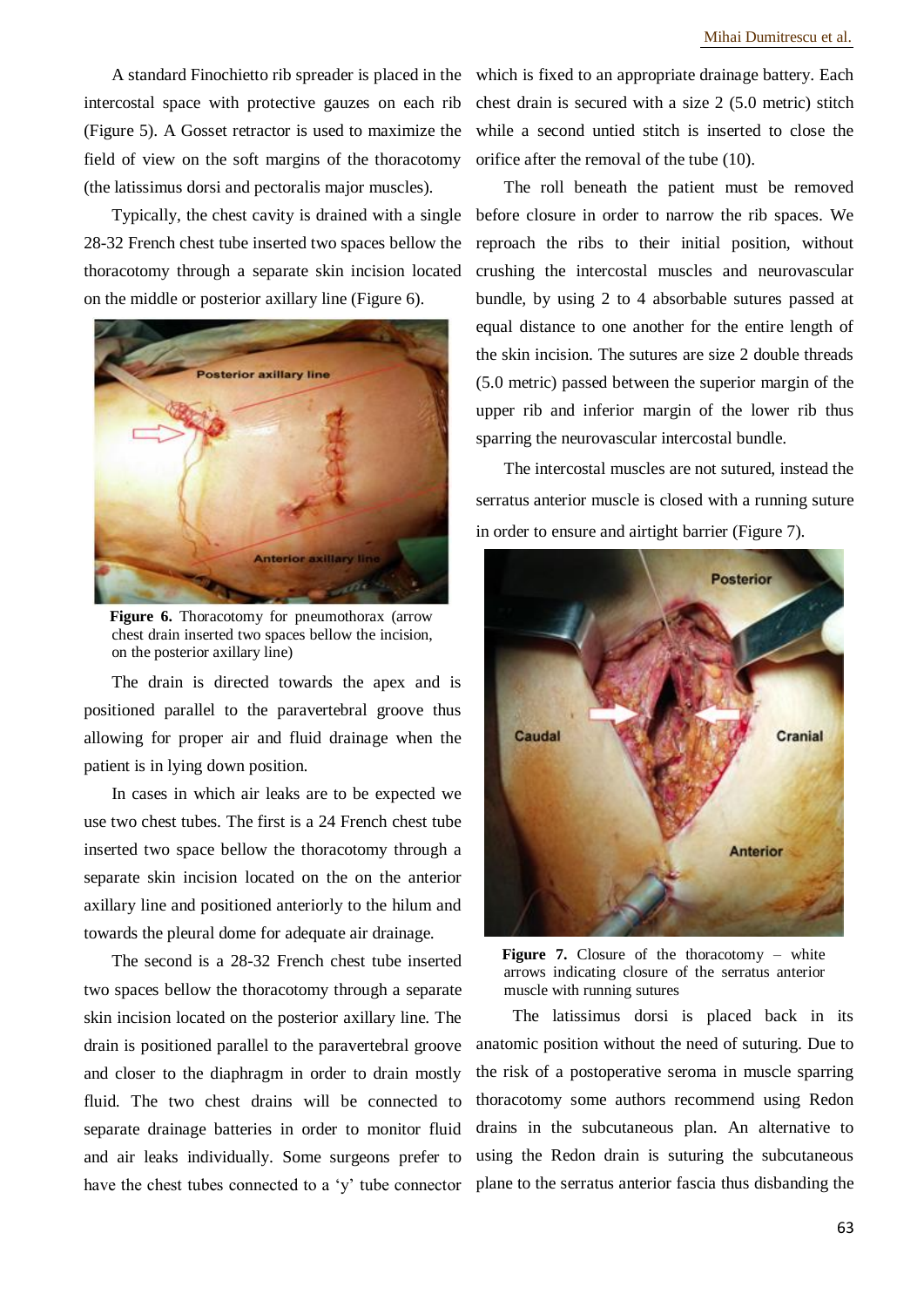A standard Finochietto rib spreader is placed in the intercostal space with protective gauzes on each rib (Figure 5). A Gosset retractor is used to maximize the field of view on the soft margins of the thoracotomy (the latissimus dorsi and pectoralis major muscles).

Typically, the chest cavity is drained with a single 28-32 French chest tube inserted two spaces bellow the thoracotomy through a separate skin incision located on the middle or posterior axillary line (Figure 6).

**Figure 6.** Thoracotomy for pneumothorax (arrow chest drain inserted two spaces bellow the incision, on the posterior axillary line)

The drain is directed towards the apex and is positioned parallel to the paravertebral groove thus allowing for proper air and fluid drainage when the patient is in lying down position.

In cases in which air leaks are to be expected we use two chest tubes. The first is a 24 French chest tube inserted two space bellow the thoracotomy through a separate skin incision located on the on the anterior axillary line and positioned anteriorly to the hilum and towards the pleural dome for adequate air drainage.

The second is a 28-32 French chest tube inserted two spaces bellow the thoracotomy through a separate skin incision located on the posterior axillary line. The drain is positioned parallel to the paravertebral groove and closer to the diaphragm in order to drain mostly fluid. The two chest drains will be connected to separate drainage batteries in order to monitor fluid and air leaks individually. Some surgeons prefer to have the chest tubes connected to a 'y' tube connector which is fixed to an appropriate drainage battery. Each chest drain is secured with a size 2 (5.0 metric) stitch while a second untied stitch is inserted to close the orifice after the removal of the tube (10).

The roll beneath the patient must be removed before closure in order to narrow the rib spaces. We reproach the ribs to their initial position, without crushing the intercostal muscles and neurovascular bundle, by using 2 to 4 absorbable sutures passed at equal distance to one another for the entire length of the skin incision. The sutures are size 2 double threads (5.0 metric) passed between the superior margin of the upper rib and inferior margin of the lower rib thus sparring the neurovascular intercostal bundle.

The intercostal muscles are not sutured, instead the serratus anterior muscle is closed with a running suture in order to ensure and airtight barrier (Figure 7).

**Figure 7.** Closure of the thoracotomy – white arrows indicating closure of the serratus anterior muscle with running sutures

The latissimus dorsi is placed back in its anatomic position without the need of suturing. Due to the risk of a postoperative seroma in muscle sparring thoracotomy some authors recommend using Redon drains in the subcutaneous plan. An alternative to using the Redon drain is suturing the subcutaneous plane to the serratus anterior fascia thus disbanding the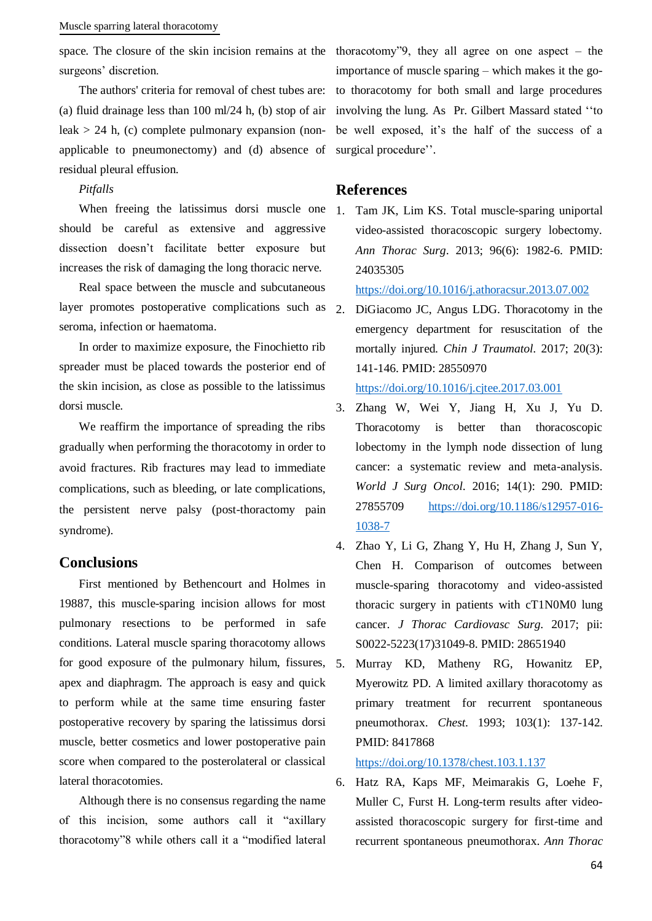space. The closure of the skin incision remains at the surgeons' discretion.

The authors' criteria for removal of chest tubes are: (a) fluid drainage less than 100 ml/24 h, (b) stop of air leak > 24 h, (c) complete pulmonary expansion (non-applicable to pneumonectomy) and (d) absence of residual pleural effusion.

*Pitfalls*

When freeing the latissimus dorsi muscle one should be careful as extensive and aggressive dissection doesn't facilitate better exposure but increases the risk of damaging the long thoracic nerve.

Real space between the muscle and subcutaneous layer promotes postoperative complications such as seroma, infection or haematoma.

In order to maximize exposure, the Finochietto rib spreader must be placed towards the posterior end of the skin incision, as close as possible to the latissimus dorsi muscle.

We reaffirm the importance of spreading the ribs gradually when performing the thoracotomy in order to avoid fractures. Rib fractures may lead to immediate complications, such as bleeding, or late complications, the persistent nerve palsy (post-thoractomy pain syndrome).

## Conclusions

First mentioned by Bethencourt and Holmes in 1988[7], this muscle-sparing incision allows for most pulmonary resections to be performed in safe conditions. Lateral muscle sparing thoracotomy allows for good exposure of the pulmonary hilum, fissures, apex and diaphragm. The approach is easy and quick to perform while at the same time ensuring faster postoperative recovery by sparing the latissimus dorsi muscle, better cosmetics and lower postoperative pain score when compared to the posterolateral or classical lateral thoracotomies.

Although there is no consensus regarding the name of this incision, some authors call it "axillary thoracotomy"[8] while others call it a "modified lateral thoracotomy"[9], they all agree on one aspect – the importance of muscle sparing – which makes it the go-to thoracotomy for both small and large procedures involving the lung. As Pr. Gilbert Massard stated ''to be well exposed, it's the half of the success of a surgical procedure''.

## References

1. Tam JK, Lim KS. Total muscle-sparing uniportal video-assisted thoracoscopic surgery lobectomy. *Ann Thorac Surg*. 2013; 96(6): 1982-6. PMID: 24035305 https://doi.org/10.1016/j.athoracsur.2013.07.002
2. DiGiacomo JC, Angus LDG. Thoracotomy in the emergency department for resuscitation of the mortally injured. *Chin J Traumatol*. 2017; 20(3): 141-146. PMID: 28550970 https://doi.org/10.1016/j.cjtee.2017.03.001
3. Zhang W, Wei Y, Jiang H, Xu J, Yu D. Thoracotomy is better than thoracoscopic lobectomy in the lymph node dissection of lung cancer: a systematic review and meta-analysis. *World J Surg Oncol*. 2016; 14(1): 290. PMID: 27855709 https://doi.org/10.1186/s12957-016-1038-7
4. Zhao Y, Li G, Zhang Y, Hu H, Zhang J, Sun Y, Chen H. Comparison of outcomes between muscle-sparing thoracotomy and video-assisted thoracic surgery in patients with cT1N0M0 lung cancer. *J Thorac Cardiovasc Surg*. 2017; pii: S0022-5223(17)31049-8. PMID: 28651940
5. Murray KD, Matheny RG, Howanitz EP, Myerowitz PD. A limited axillary thoracotomy as primary treatment for recurrent spontaneous pneumothorax. *Chest*. 1993; 103(1): 137-142. PMID: 8417868 https://doi.org/10.1378/chest.103.1.137
6. Hatz RA, Kaps MF, Meimarakis G, Loehe F, Muller C, Furst H. Long-term results after video-assisted thoracoscopic surgery for first-time and recurrent spontaneous pneumothorax. *Ann Thorac*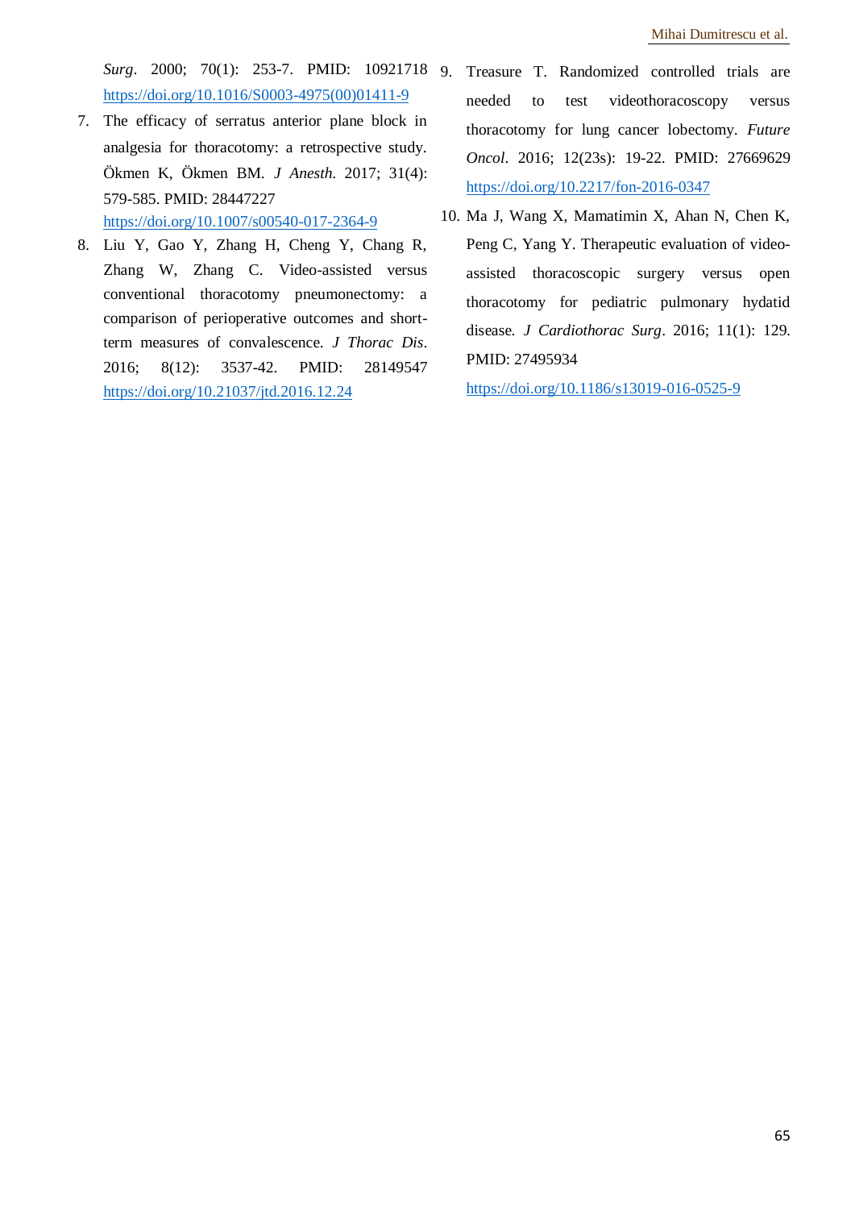*Surg*. 2000; 70(1): 253-7. PMID: 10921718 https://doi.org/10.1016/S0003-4975(00)01411-9

7. The efficacy of serratus anterior plane block in analgesia for thoracotomy: a retrospective study. Ökmen K, Ökmen BM. *J Anesth*. 2017; 31(4): 579-585. PMID: 28447227 https://doi.org/10.1007/s00540-017-2364-9
8. Liu Y, Gao Y, Zhang H, Cheng Y, Chang R, Zhang W, Zhang C. Video-assisted versus conventional thoracotomy pneumonectomy: a comparison of perioperative outcomes and short-term measures of convalescence. *J Thorac Dis*. 2016; 8(12): 3537-42. PMID: 28149547 https://doi.org/10.21037/jtd.2016.12.24
9. Treasure T. Randomized controlled trials are needed to test videothoracoscopy versus thoracotomy for lung cancer lobectomy. *Future Oncol*. 2016; 12(23s): 19-22. PMID: 27669629 https://doi.org/10.2217/fon-2016-0347
10. Ma J, Wang X, Mamatimin X, Ahan N, Chen K, Peng C, Yang Y. Therapeutic evaluation of video-assisted thoracoscopic surgery versus open thoracotomy for pediatric pulmonary hydatid disease. *J Cardiothorac Surg*. 2016; 11(1): 129. PMID: 27495934 https://doi.org/10.1186/s13019-016-0525-9